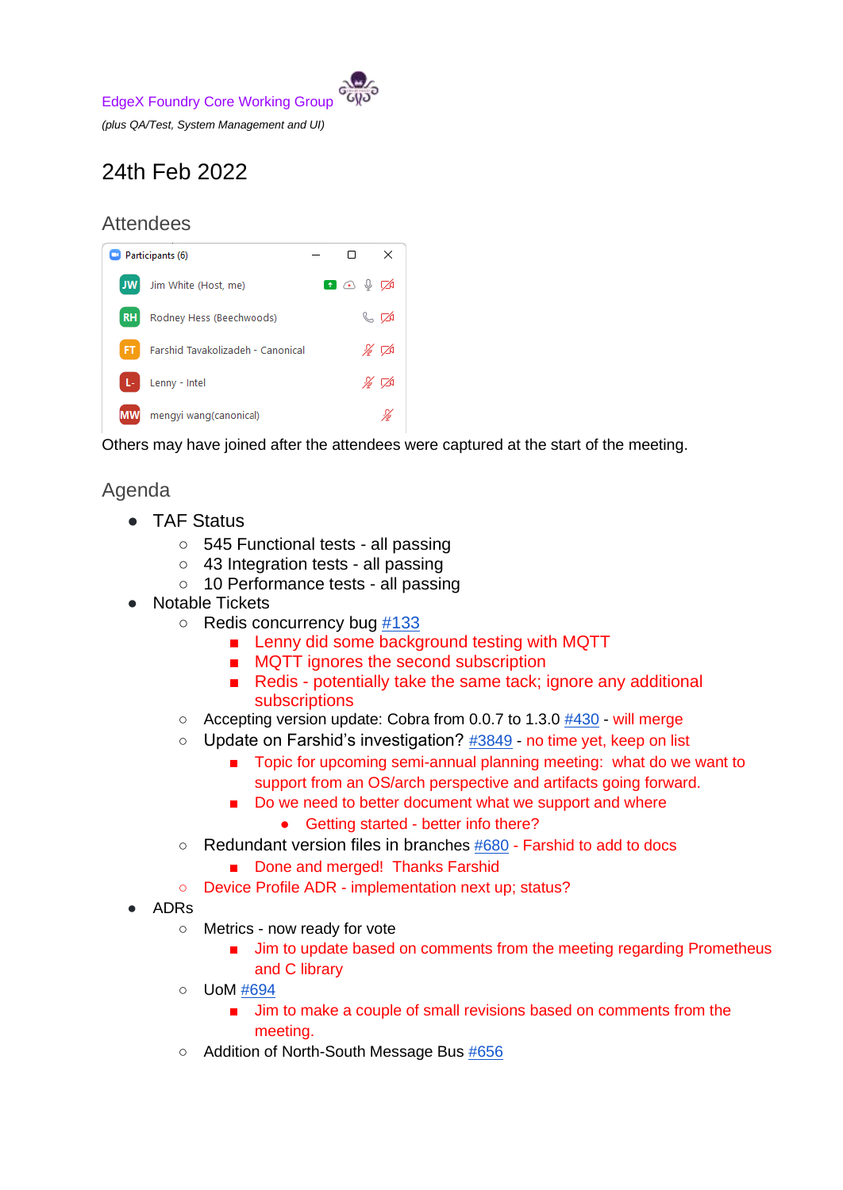EdgeX Foundry Core Working Group

*(plus QA/Test, System Management and UI)*

# 24th Feb 2022

## Attendees

Participants (6)

- Jim White (Host, me)
- Rodney Hess (Beechwoods)
- Farshid Tavakolizadeh - Canonical
- Lenny - Intel
- mengyi wang(canonical)

Others may have joined after the attendees were captured at the start of the meeting.

## Agenda

- TAF Status
  - 545 Functional tests - all passing
  - 43 Integration tests - all passing
  - 10 Performance tests - all passing
- Notable Tickets
  - Redis concurrency bug #133
    - Lenny did some background testing with MQTT
    - MQTT ignores the second subscription
    - Redis - potentially take the same tack; ignore any additional subscriptions
  - Accepting version update: Cobra from 0.0.7 to 1.3.0 #430 - will merge
  - Update on Farshid's investigation? #3849 - no time yet, keep on list
    - Topic for upcoming semi-annual planning meeting: what do we want to support from an OS/arch perspective and artifacts going forward.
    - Do we need to better document what we support and where
      - Getting started - better info there?
  - Redundant version files in branches #680 - Farshid to add to docs
    - Done and merged! Thanks Farshid
  - Device Profile ADR - implementation next up; status?
- ADRs
  - Metrics - now ready for vote
    - Jim to update based on comments from the meeting regarding Prometheus and C library
  - UoM #694
    - Jim to make a couple of small revisions based on comments from the meeting.
  - Addition of North-South Message Bus #656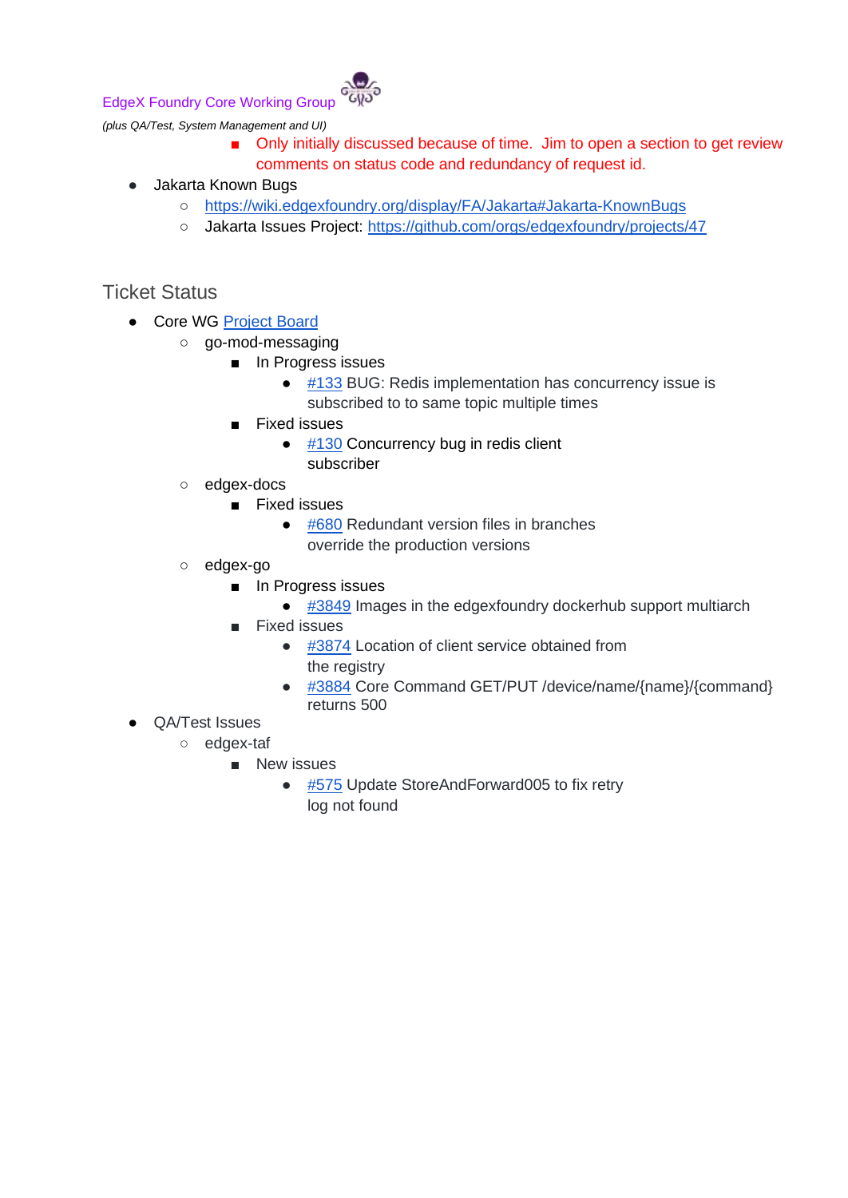EdgeX Foundry Core Working Group

*(plus QA/Test, System Management and UI)*

        - Only initially discussed because of time.  Jim to open a section to get review comments on status code and redundancy of request id.
- Jakarta Known Bugs
    - https://wiki.edgexfoundry.org/display/FA/Jakarta#Jakarta-KnownBugs
    - Jakarta Issues Project: https://github.com/orgs/edgexfoundry/projects/47

## Ticket Status

- Core WG Project Board
    - go-mod-messaging
        - In Progress issues
            - #133 BUG: Redis implementation has concurrency issue is subscribed to to same topic multiple times
        - Fixed issues
            - #130 Concurrency bug in redis client subscriber
    - edgex-docs
        - Fixed issues
            - #680 Redundant version files in branches override the production versions
    - edgex-go
        - In Progress issues
            - #3849 Images in the edgexfoundry dockerhub support multiarch
        - Fixed issues
            - #3874 Location of client service obtained from the registry
            - #3884 Core Command GET/PUT /device/name/{name}/{command} returns 500
- QA/Test Issues
    - edgex-taf
        - New issues
            - #575 Update StoreAndForward005 to fix retry log not found